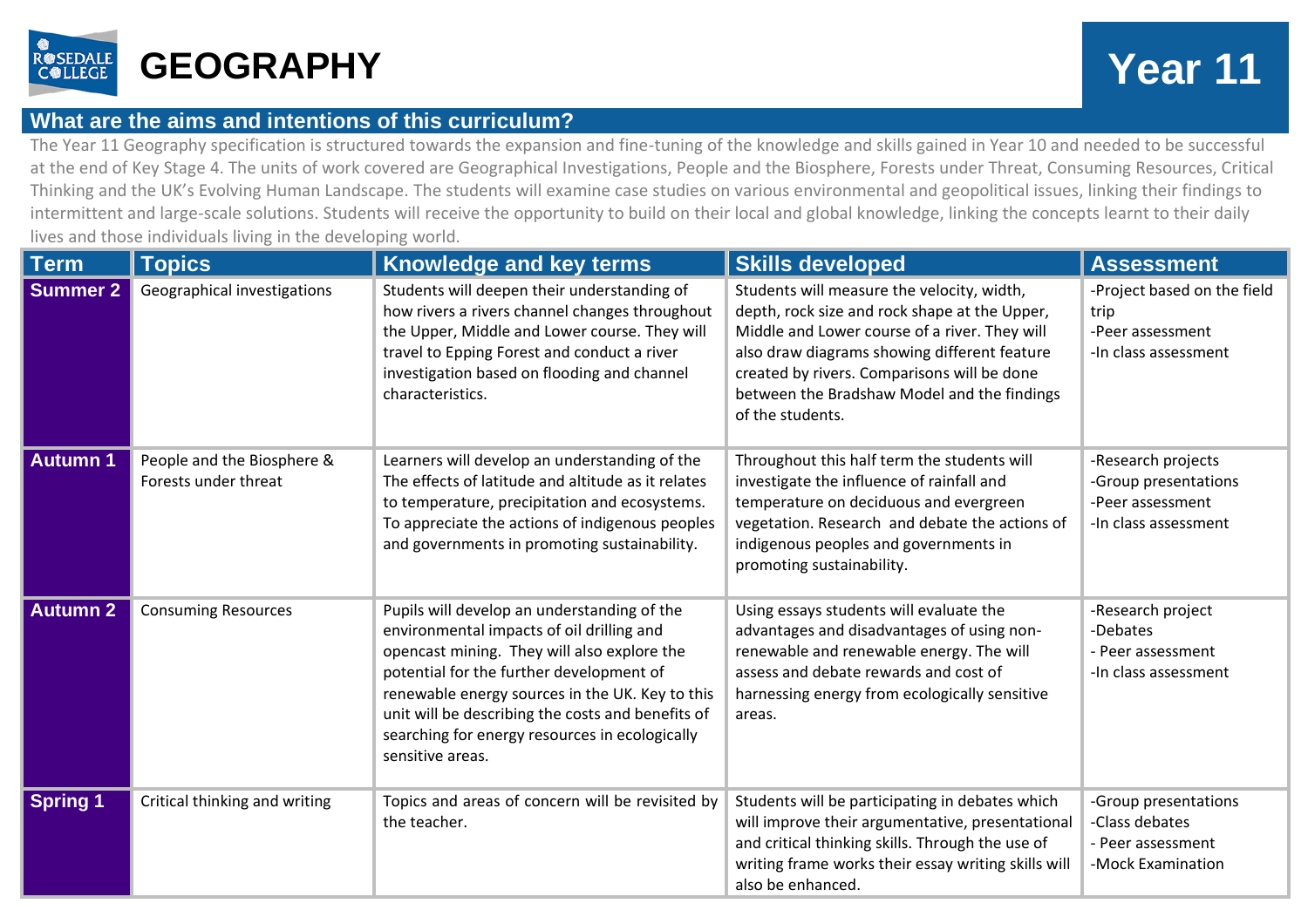# GEOGRAPHY

## Year 11

## What are the aims and intentions of this curriculum?

The Year 11 Geography specification is structured towards the expansion and fine-tuning of the knowledge and skills gained in Year 10 and needed to be successful at the end of Key Stage 4. The units of work covered are Geographical Investigations, People and the Biosphere, Forests under Threat, Consuming Resources, Critical Thinking and the UK's Evolving Human Landscape. The students will examine case studies on various environmental and geopolitical issues, linking their findings to intermittent and large-scale solutions. Students will receive the opportunity to build on their local and global knowledge, linking the concepts learnt to their daily lives and those individuals living in the developing world.

| Term | Topics | Knowledge and key terms | Skills developed | Assessment |
|---|---|---|---|---|
| **Summer 2** | Geographical investigations | Students will deepen their understanding of how rivers a rivers channel changes throughout the Upper, Middle and Lower course. They will travel to Epping Forest and conduct a river investigation based on flooding and channel characteristics. | Students will measure the velocity, width, depth, rock size and rock shape at the Upper, Middle and Lower course of a river. They will also draw diagrams showing different feature created by rivers. Comparisons will be done between the Bradshaw Model and the findings of the students. | -Project based on the field trip<br>-Peer assessment<br>-In class assessment |
| **Autumn 1** | People and the Biosphere & Forests under threat | Learners will develop an understanding of the The effects of latitude and altitude as it relates to temperature, precipitation and ecosystems. To appreciate the actions of indigenous peoples and governments in promoting sustainability. | Throughout this half term the students will investigate the influence of rainfall and temperature on deciduous and evergreen vegetation. Research and debate the actions of indigenous peoples and governments in promoting sustainability. | -Research projects<br>-Group presentations<br>-Peer assessment<br>-In class assessment |
| **Autumn 2** | Consuming Resources | Pupils will develop an understanding of the environmental impacts of oil drilling and opencast mining. They will also explore the potential for the further development of renewable energy sources in the UK. Key to this unit will be describing the costs and benefits of searching for energy resources in ecologically sensitive areas. | Using essays students will evaluate the advantages and disadvantages of using non-renewable and renewable energy. The will assess and debate rewards and cost of harnessing energy from ecologically sensitive areas. | -Research project<br>-Debates<br>- Peer assessment<br>-In class assessment |
| **Spring 1** | Critical thinking and writing | Topics and areas of concern will be revisited by the teacher. | Students will be participating in debates which will improve their argumentative, presentational and critical thinking skills. Through the use of writing frame works their essay writing skills will also be enhanced. | -Group presentations<br>-Class debates<br>- Peer assessment<br>-Mock Examination |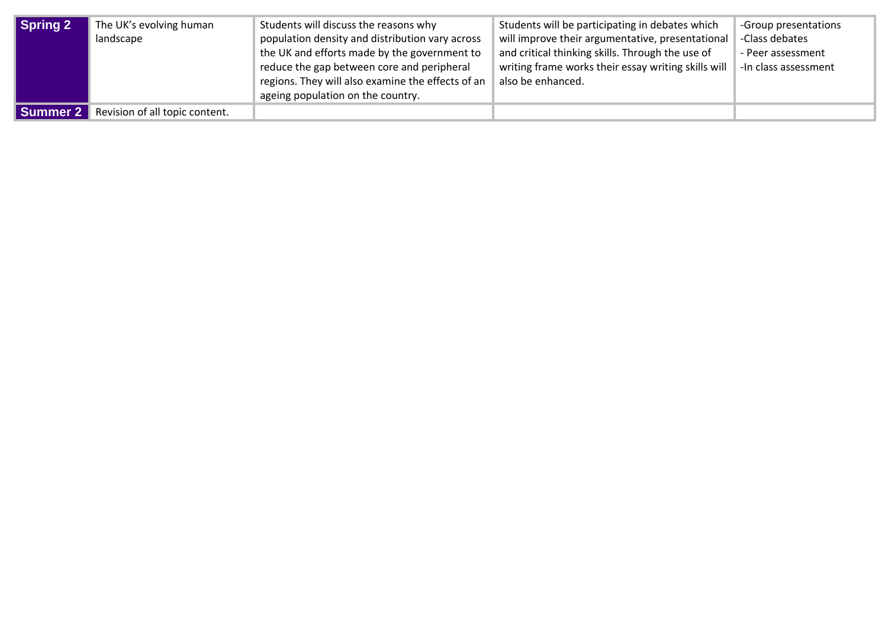| | | | | |
|---|---|---|---|---|
| **Spring 2** | The UK's evolving human landscape | Students will discuss the reasons why population density and distribution vary across the UK and efforts made by the government to reduce the gap between core and peripheral regions. They will also examine the effects of an ageing population on the country. | Students will be participating in debates which will improve their argumentative, presentational and critical thinking skills. Through the use of writing frame works their essay writing skills will also be enhanced. | -Group presentations<br>-Class debates<br>- Peer assessment<br>-In class assessment |
| **Summer 2** | Revision of all topic content. | | | |